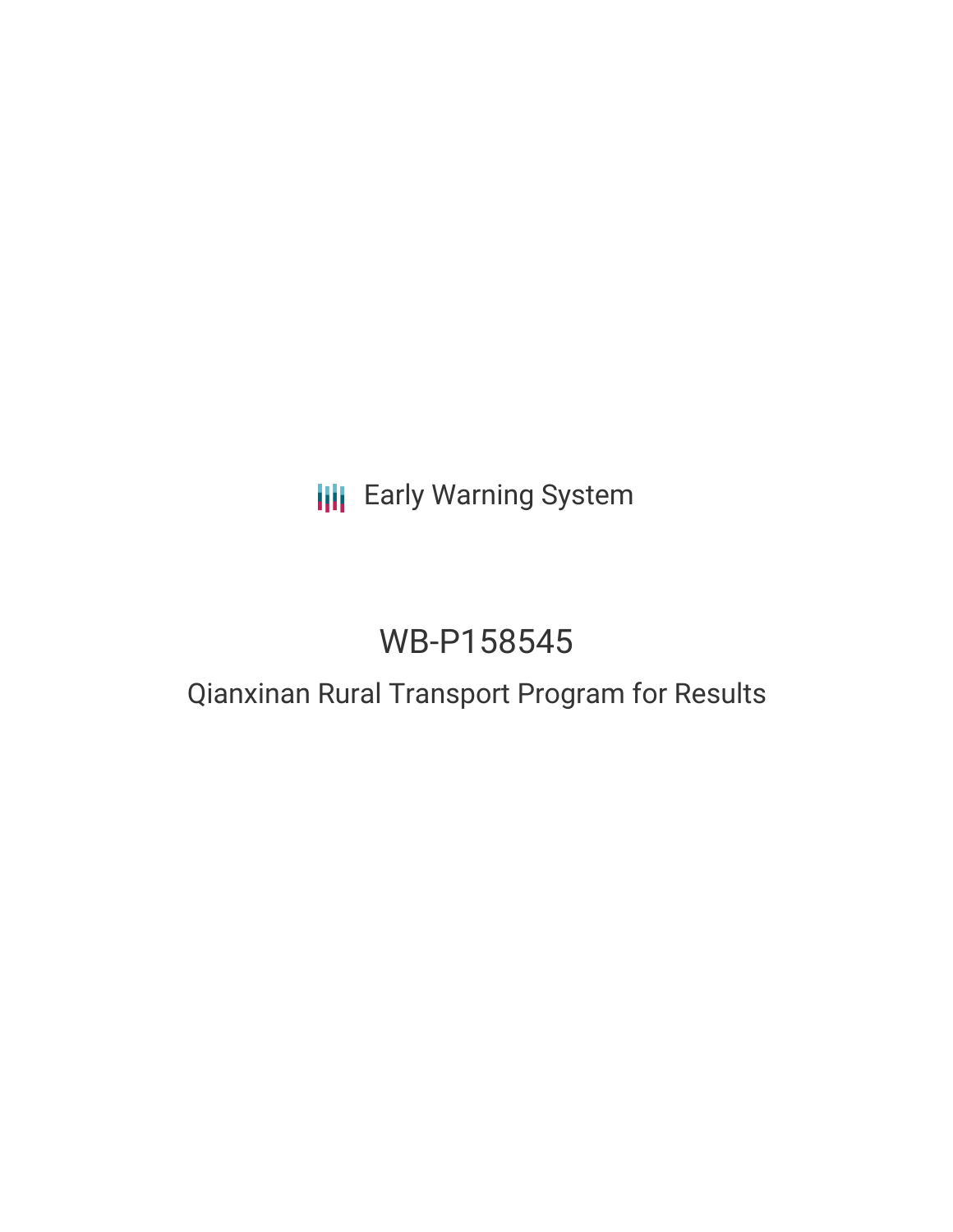Early Warning System

# WB-P158545

## Qianxinan Rural Transport Program for Results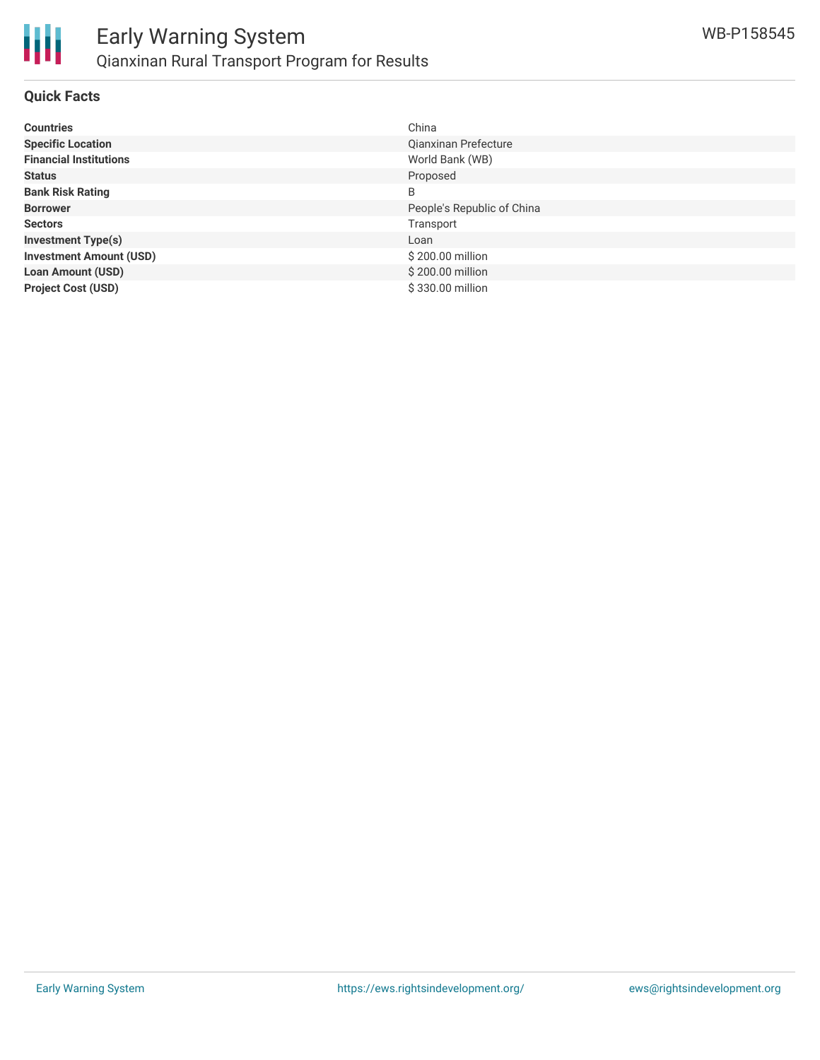## Quick Facts

| | |
|---|---|
| **Countries** | China |
| **Specific Location** | Qianxinan Prefecture |
| **Financial Institutions** | World Bank (WB) |
| **Status** | Proposed |
| **Bank Risk Rating** | B |
| **Borrower** | People's Republic of China |
| **Sectors** | Transport |
| **Investment Type(s)** | Loan |
| **Investment Amount (USD)** | $ 200.00 million |
| **Loan Amount (USD)** | $ 200.00 million |
| **Project Cost (USD)** | $ 330.00 million |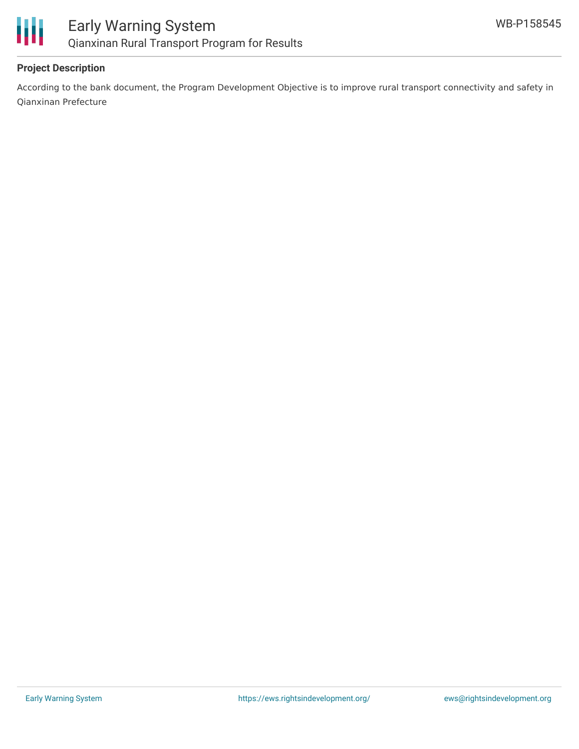## Project Description

According to the bank document, the Program Development Objective is to improve rural transport connectivity and safety in Qianxinan Prefecture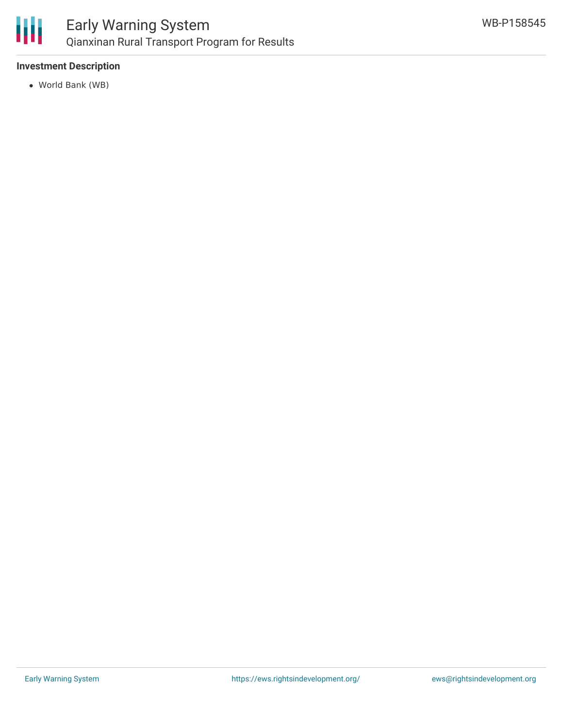**Investment Description**

- World Bank (WB)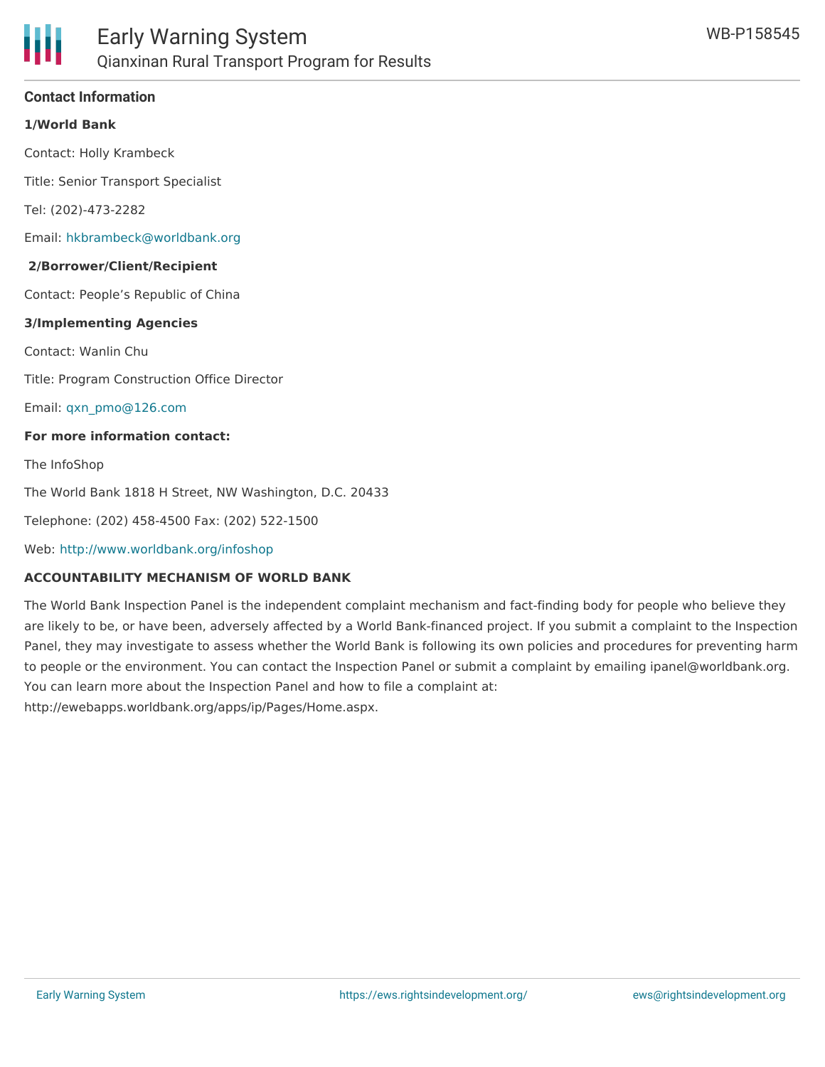## Contact Information

**1/World Bank**

Contact: Holly Krambeck

Title: Senior Transport Specialist

Tel: (202)-473-2282

Email: hkbrambeck@worldbank.org

**2/Borrower/Client/Recipient**

Contact: People's Republic of China

**3/Implementing Agencies**

Contact: Wanlin Chu

Title: Program Construction Office Director

Email: qxn_pmo@126.com

**For more information contact:**

The InfoShop

The World Bank 1818 H Street, NW Washington, D.C. 20433

Telephone: (202) 458-4500 Fax: (202) 522-1500

Web: http://www.worldbank.org/infoshop

**ACCOUNTABILITY MECHANISM OF WORLD BANK**

The World Bank Inspection Panel is the independent complaint mechanism and fact-finding body for people who believe they are likely to be, or have been, adversely affected by a World Bank-financed project. If you submit a complaint to the Inspection Panel, they may investigate to assess whether the World Bank is following its own policies and procedures for preventing harm to people or the environment. You can contact the Inspection Panel or submit a complaint by emailing ipanel@worldbank.org. You can learn more about the Inspection Panel and how to file a complaint at: http://ewebapps.worldbank.org/apps/ip/Pages/Home.aspx.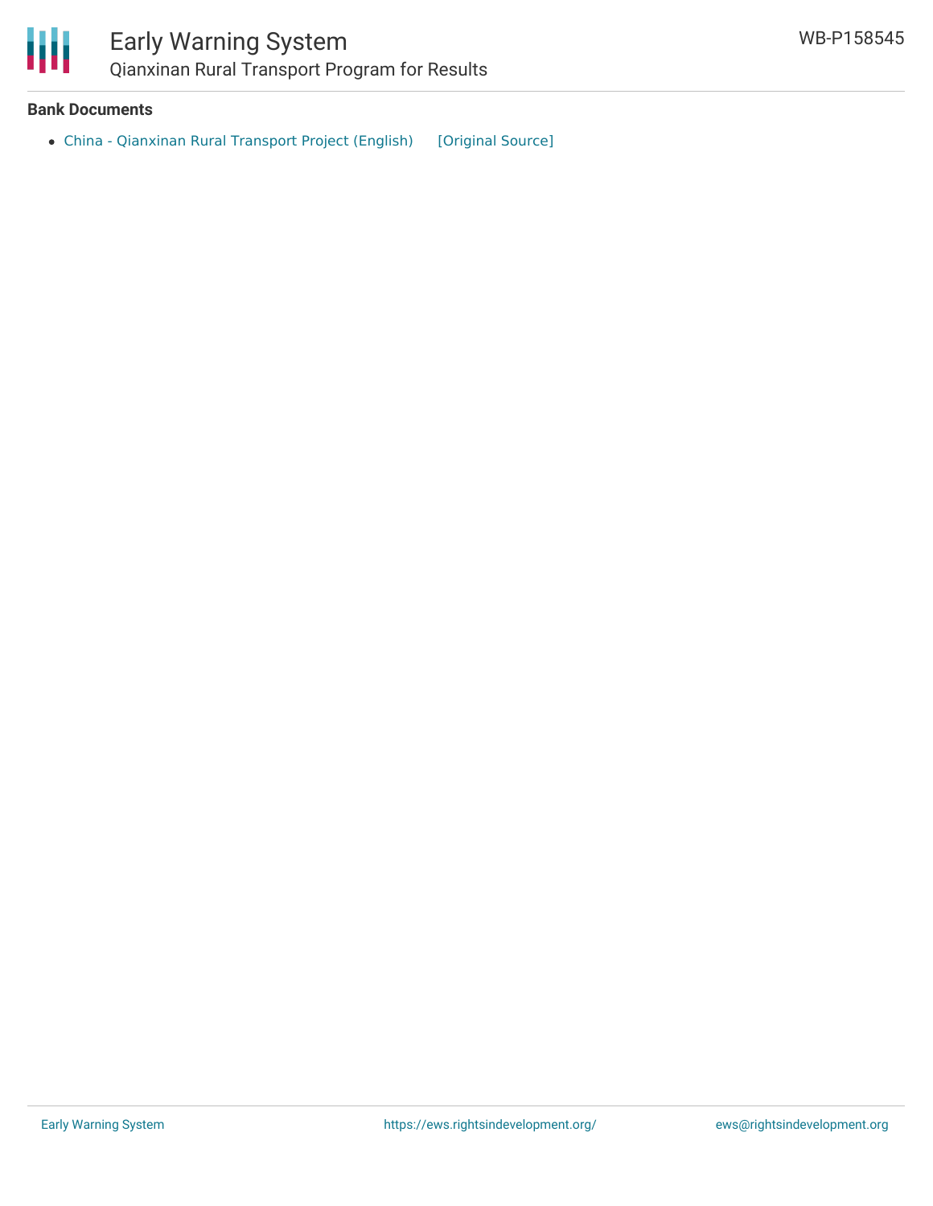**Bank Documents**

- China - Qianxinan Rural Transport Project (English) [Original Source]